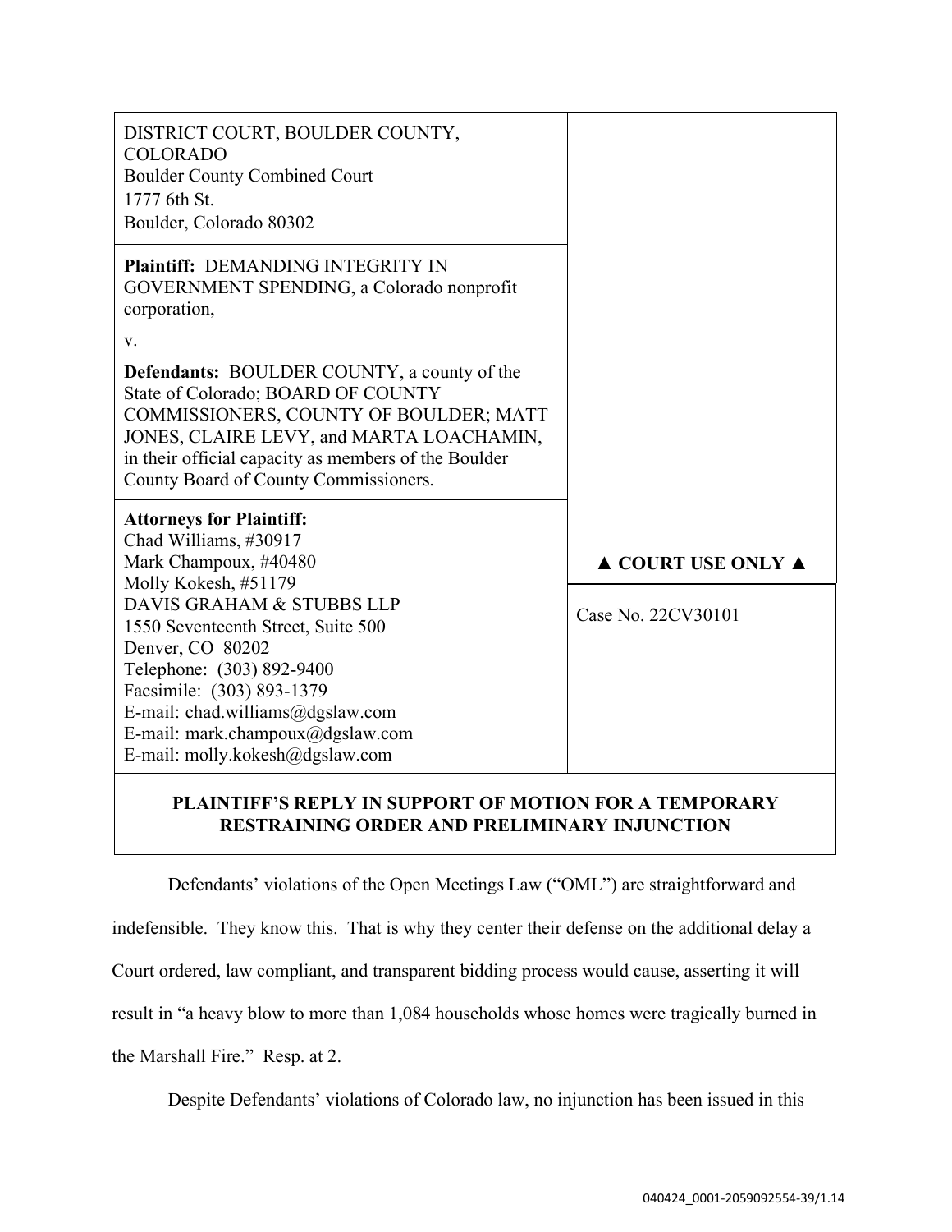| DISTRICT COURT, BOULDER COUNTY, COLORADO<br>Boulder County Combined Court<br>1777 6th St.<br>Boulder, Colorado 80302 | |
| --- | --- |
| **Plaintiff:** DEMANDING INTEGRITY IN GOVERNMENT SPENDING, a Colorado nonprofit corporation,<br><br>v.<br><br>**Defendants:** BOULDER COUNTY, a county of the State of Colorado; BOARD OF COUNTY COMMISSIONERS, COUNTY OF BOULDER; MATT JONES, CLAIRE LEVY, and MARTA LOACHAMIN, in their official capacity as members of the Boulder County Board of County Commissioners. | |
| **Attorneys for Plaintiff:**<br>Chad Williams, #30917<br>Mark Champoux, #40480<br>Molly Kokesh, #51179<br>DAVIS GRAHAM & STUBBS LLP<br>1550 Seventeenth Street, Suite 500<br>Denver, CO 80202<br>Telephone: (303) 892-9400<br>Facsimile: (303) 893-1379<br>E-mail: chad.williams@dgslaw.com<br>E-mail: mark.champoux@dgslaw.com<br>E-mail: molly.kokesh@dgslaw.com | **▲ COURT USE ONLY ▲**<br><br>Case No. 22CV30101 |

**PLAINTIFF'S REPLY IN SUPPORT OF MOTION FOR A TEMPORARY RESTRAINING ORDER AND PRELIMINARY INJUNCTION**

Defendants' violations of the Open Meetings Law ("OML") are straightforward and indefensible. They know this. That is why they center their defense on the additional delay a Court ordered, law compliant, and transparent bidding process would cause, asserting it will result in "a heavy blow to more than 1,084 households whose homes were tragically burned in the Marshall Fire." Resp. at 2.

Despite Defendants' violations of Colorado law, no injunction has been issued in this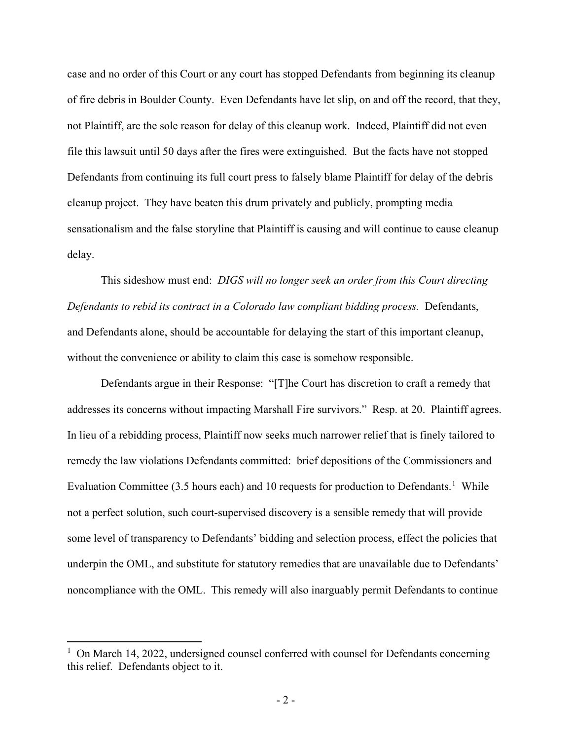case and no order of this Court or any court has stopped Defendants from beginning its cleanup of fire debris in Boulder County. Even Defendants have let slip, on and off the record, that they, not Plaintiff, are the sole reason for delay of this cleanup work. Indeed, Plaintiff did not even file this lawsuit until 50 days after the fires were extinguished. But the facts have not stopped Defendants from continuing its full court press to falsely blame Plaintiff for delay of the debris cleanup project. They have beaten this drum privately and publicly, prompting media sensationalism and the false storyline that Plaintiff is causing and will continue to cause cleanup delay.

This sideshow must end: *DIGS will no longer seek an order from this Court directing Defendants to rebid its contract in a Colorado law compliant bidding process.* Defendants, and Defendants alone, should be accountable for delaying the start of this important cleanup, without the convenience or ability to claim this case is somehow responsible.

Defendants argue in their Response: "[T]he Court has discretion to craft a remedy that addresses its concerns without impacting Marshall Fire survivors." Resp. at 20. Plaintiff agrees. In lieu of a rebidding process, Plaintiff now seeks much narrower relief that is finely tailored to remedy the law violations Defendants committed: brief depositions of the Commissioners and Evaluation Committee (3.5 hours each) and 10 requests for production to Defendants.[1] While not a perfect solution, such court-supervised discovery is a sensible remedy that will provide some level of transparency to Defendants' bidding and selection process, effect the policies that underpin the OML, and substitute for statutory remedies that are unavailable due to Defendants' noncompliance with the OML. This remedy will also inarguably permit Defendants to continue

[1] On March 14, 2022, undersigned counsel conferred with counsel for Defendants concerning this relief. Defendants object to it.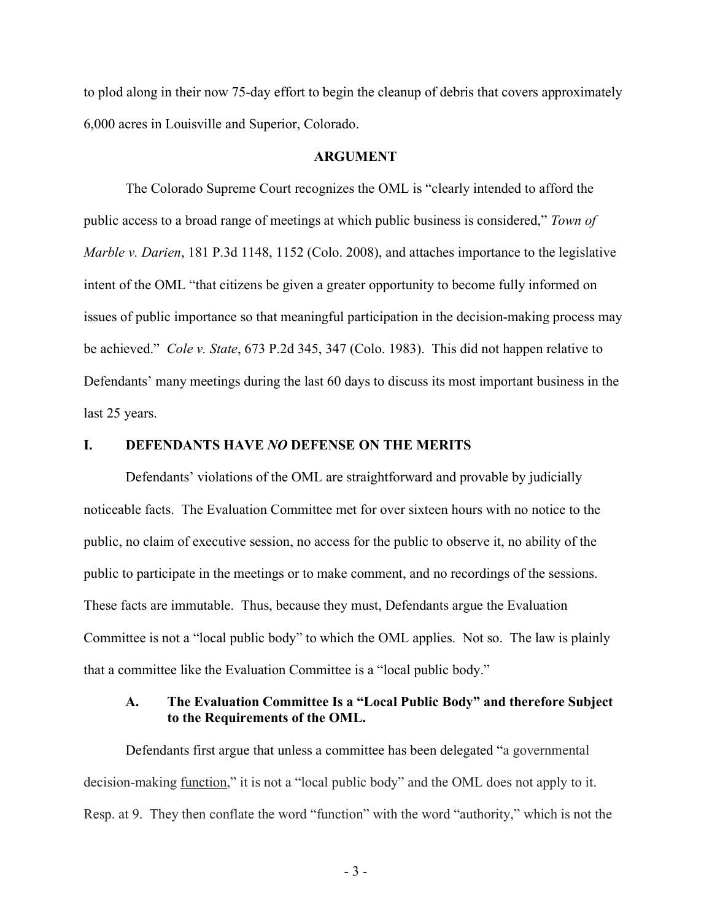to plod along in their now 75-day effort to begin the cleanup of debris that covers approximately 6,000 acres in Louisville and Superior, Colorado.

## ARGUMENT

The Colorado Supreme Court recognizes the OML is "clearly intended to afford the public access to a broad range of meetings at which public business is considered," *Town of Marble v. Darien*, 181 P.3d 1148, 1152 (Colo. 2008), and attaches importance to the legislative intent of the OML "that citizens be given a greater opportunity to become fully informed on issues of public importance so that meaningful participation in the decision-making process may be achieved." *Cole v. State*, 673 P.2d 345, 347 (Colo. 1983). This did not happen relative to Defendants' many meetings during the last 60 days to discuss its most important business in the last 25 years.

### I. DEFENDANTS HAVE *NO* DEFENSE ON THE MERITS

Defendants' violations of the OML are straightforward and provable by judicially noticeable facts. The Evaluation Committee met for over sixteen hours with no notice to the public, no claim of executive session, no access for the public to observe it, no ability of the public to participate in the meetings or to make comment, and no recordings of the sessions. These facts are immutable. Thus, because they must, Defendants argue the Evaluation Committee is not a "local public body" to which the OML applies. Not so. The law is plainly that a committee like the Evaluation Committee is a "local public body."

#### A. The Evaluation Committee Is a "Local Public Body" and therefore Subject to the Requirements of the OML.

Defendants first argue that unless a committee has been delegated "a governmental decision-making function," it is not a "local public body" and the OML does not apply to it. Resp. at 9. They then conflate the word "function" with the word "authority," which is not the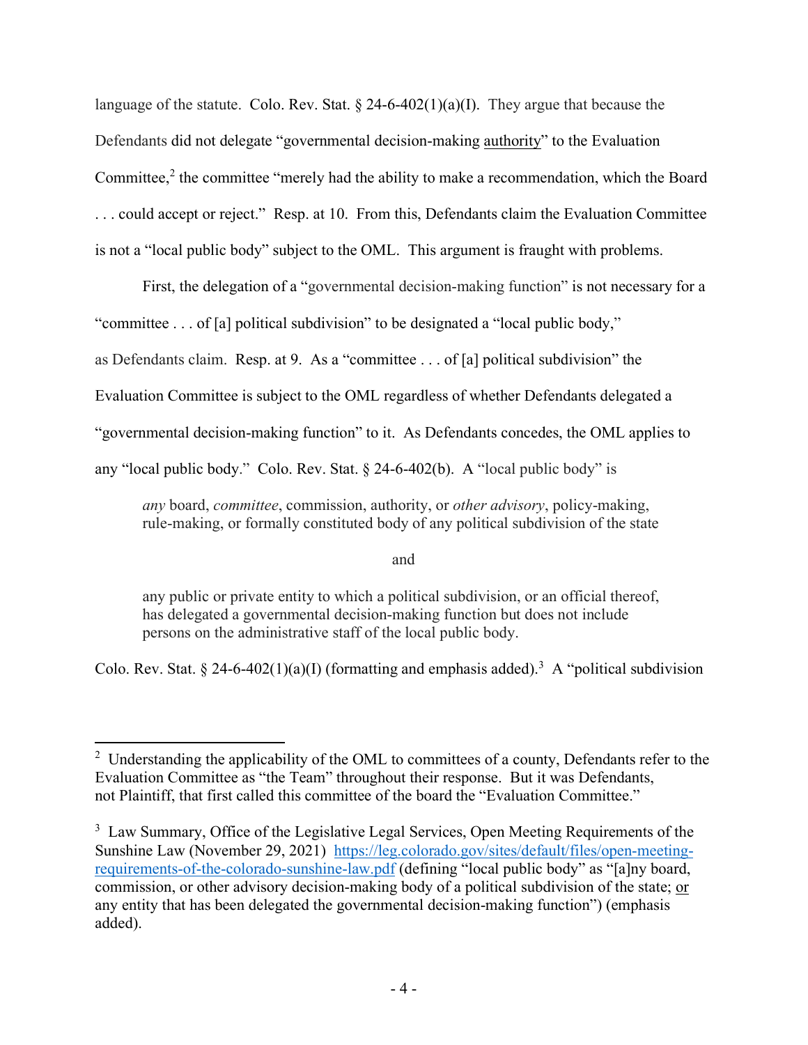language of the statute. Colo. Rev. Stat. § 24-6-402(1)(a)(I). They argue that because the Defendants did not delegate "governmental decision-making <u>authority</u>" to the Evaluation Committee,[2] the committee "merely had the ability to make a recommendation, which the Board . . . could accept or reject." Resp. at 10. From this, Defendants claim the Evaluation Committee is not a "local public body" subject to the OML. This argument is fraught with problems.

First, the delegation of a "governmental decision-making function" is not necessary for a "committee . . . of [a] political subdivision" to be designated a "local public body," as Defendants claim. Resp. at 9. As a "committee . . . of [a] political subdivision" the Evaluation Committee is subject to the OML regardless of whether Defendants delegated a "governmental decision-making function" to it. As Defendants concedes, the OML applies to any "local public body." Colo. Rev. Stat. § 24-6-402(b). A "local public body" is

> *any* board, *committee*, commission, authority, or *other advisory*, policy-making, rule-making, or formally constituted body of any political subdivision of the state
>
> and
>
> any public or private entity to which a political subdivision, or an official thereof, has delegated a governmental decision-making function but does not include persons on the administrative staff of the local public body.

Colo. Rev. Stat. § 24-6-402(1)(a)(I) (formatting and emphasis added).[3] A "political subdivision

---

[2] Understanding the applicability of the OML to committees of a county, Defendants refer to the Evaluation Committee as "the Team" throughout their response. But it was Defendants, not Plaintiff, that first called this committee of the board the "Evaluation Committee."

[3] Law Summary, Office of the Legislative Legal Services, Open Meeting Requirements of the Sunshine Law (November 29, 2021) https://leg.colorado.gov/sites/default/files/open-meeting-requirements-of-the-colorado-sunshine-law.pdf (defining "local public body" as "[a]ny board, commission, or other advisory decision-making body of a political subdivision of the state; <u>or</u> any entity that has been delegated the governmental decision-making function") (emphasis added).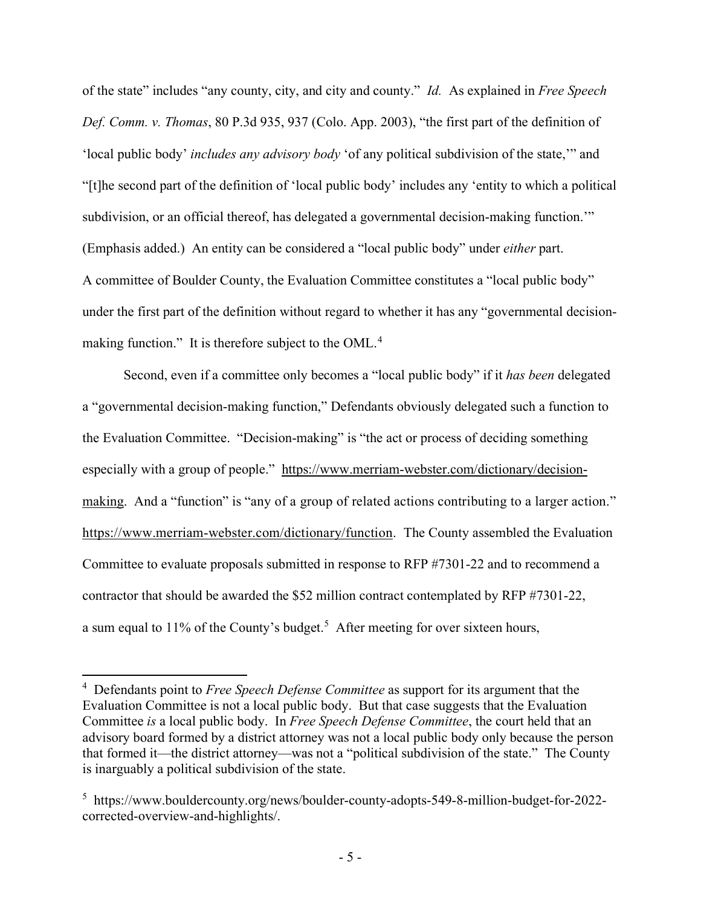of the state" includes "any county, city, and city and county." *Id.* As explained in *Free Speech Def. Comm. v. Thomas*, 80 P.3d 935, 937 (Colo. App. 2003), "the first part of the definition of 'local public body' *includes any advisory body* 'of any political subdivision of the state,'" and "[t]he second part of the definition of 'local public body' includes any 'entity to which a political subdivision, or an official thereof, has delegated a governmental decision-making function.'" (Emphasis added.) An entity can be considered a "local public body" under *either* part. A committee of Boulder County, the Evaluation Committee constitutes a "local public body" under the first part of the definition without regard to whether it has any "governmental decision-making function." It is therefore subject to the OML.[4]

Second, even if a committee only becomes a "local public body" if it *has been* delegated a "governmental decision-making function," Defendants obviously delegated such a function to the Evaluation Committee. "Decision-making" is "the act or process of deciding something especially with a group of people." https://www.merriam-webster.com/dictionary/decision-making. And a "function" is "any of a group of related actions contributing to a larger action." https://www.merriam-webster.com/dictionary/function. The County assembled the Evaluation Committee to evaluate proposals submitted in response to RFP #7301-22 and to recommend a contractor that should be awarded the $52 million contract contemplated by RFP #7301-22, a sum equal to 11% of the County's budget.[5] After meeting for over sixteen hours,

---

[4] Defendants point to *Free Speech Defense Committee* as support for its argument that the Evaluation Committee is not a local public body. But that case suggests that the Evaluation Committee *is* a local public body. In *Free Speech Defense Committee*, the court held that an advisory board formed by a district attorney was not a local public body only because the person that formed it—the district attorney—was not a "political subdivision of the state." The County is inarguably a political subdivision of the state.

[5] https://www.bouldercounty.org/news/boulder-county-adopts-549-8-million-budget-for-2022-corrected-overview-and-highlights/.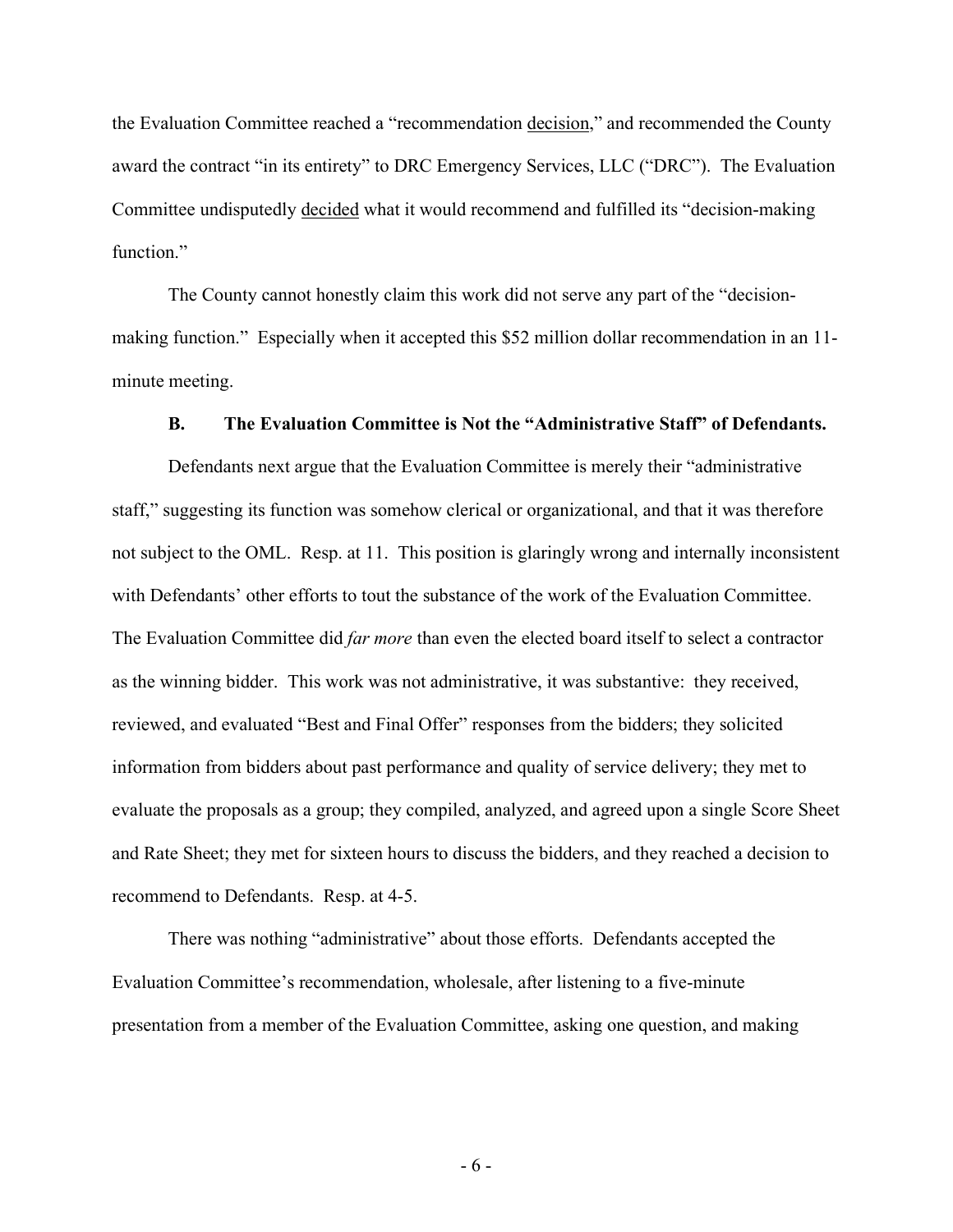the Evaluation Committee reached a "recommendation decision," and recommended the County award the contract "in its entirety" to DRC Emergency Services, LLC ("DRC"). The Evaluation Committee undisputedly decided what it would recommend and fulfilled its "decision-making function."

The County cannot honestly claim this work did not serve any part of the "decision-making function." Especially when it accepted this $52 million dollar recommendation in an 11-minute meeting.

### B. The Evaluation Committee is Not the "Administrative Staff" of Defendants.

Defendants next argue that the Evaluation Committee is merely their "administrative staff," suggesting its function was somehow clerical or organizational, and that it was therefore not subject to the OML. Resp. at 11. This position is glaringly wrong and internally inconsistent with Defendants' other efforts to tout the substance of the work of the Evaluation Committee. The Evaluation Committee did *far more* than even the elected board itself to select a contractor as the winning bidder. This work was not administrative, it was substantive: they received, reviewed, and evaluated "Best and Final Offer" responses from the bidders; they solicited information from bidders about past performance and quality of service delivery; they met to evaluate the proposals as a group; they compiled, analyzed, and agreed upon a single Score Sheet and Rate Sheet; they met for sixteen hours to discuss the bidders, and they reached a decision to recommend to Defendants. Resp. at 4-5.

There was nothing "administrative" about those efforts. Defendants accepted the Evaluation Committee's recommendation, wholesale, after listening to a five-minute presentation from a member of the Evaluation Committee, asking one question, and making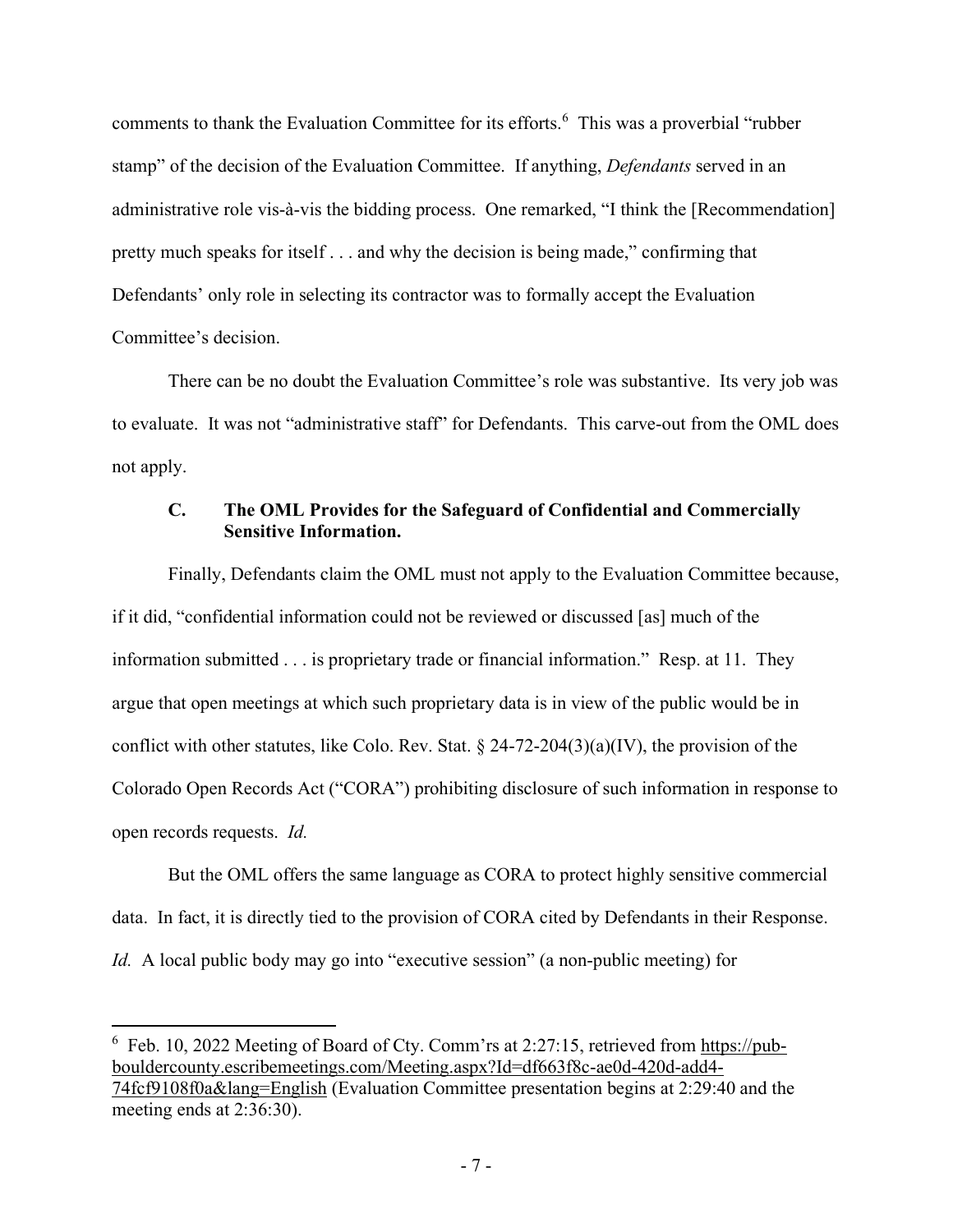comments to thank the Evaluation Committee for its efforts.[6] This was a proverbial "rubber stamp" of the decision of the Evaluation Committee. If anything, *Defendants* served in an administrative role vis-à-vis the bidding process. One remarked, "I think the [Recommendation] pretty much speaks for itself . . . and why the decision is being made," confirming that Defendants' only role in selecting its contractor was to formally accept the Evaluation Committee's decision.

There can be no doubt the Evaluation Committee's role was substantive. Its very job was to evaluate. It was not "administrative staff" for Defendants. This carve-out from the OML does not apply.

### C. The OML Provides for the Safeguard of Confidential and Commercially Sensitive Information.

Finally, Defendants claim the OML must not apply to the Evaluation Committee because, if it did, "confidential information could not be reviewed or discussed [as] much of the information submitted . . . is proprietary trade or financial information." Resp. at 11. They argue that open meetings at which such proprietary data is in view of the public would be in conflict with other statutes, like Colo. Rev. Stat. § 24-72-204(3)(a)(IV), the provision of the Colorado Open Records Act ("CORA") prohibiting disclosure of such information in response to open records requests. *Id.*

But the OML offers the same language as CORA to protect highly sensitive commercial data. In fact, it is directly tied to the provision of CORA cited by Defendants in their Response. *Id.* A local public body may go into "executive session" (a non-public meeting) for

---

[6] Feb. 10, 2022 Meeting of Board of Cty. Comm'rs at 2:27:15, retrieved from https://pub-bouldercounty.escribemeetings.com/Meeting.aspx?Id=df663f8c-ae0d-420d-add4-74fcf9108f0a&lang=English (Evaluation Committee presentation begins at 2:29:40 and the meeting ends at 2:36:30).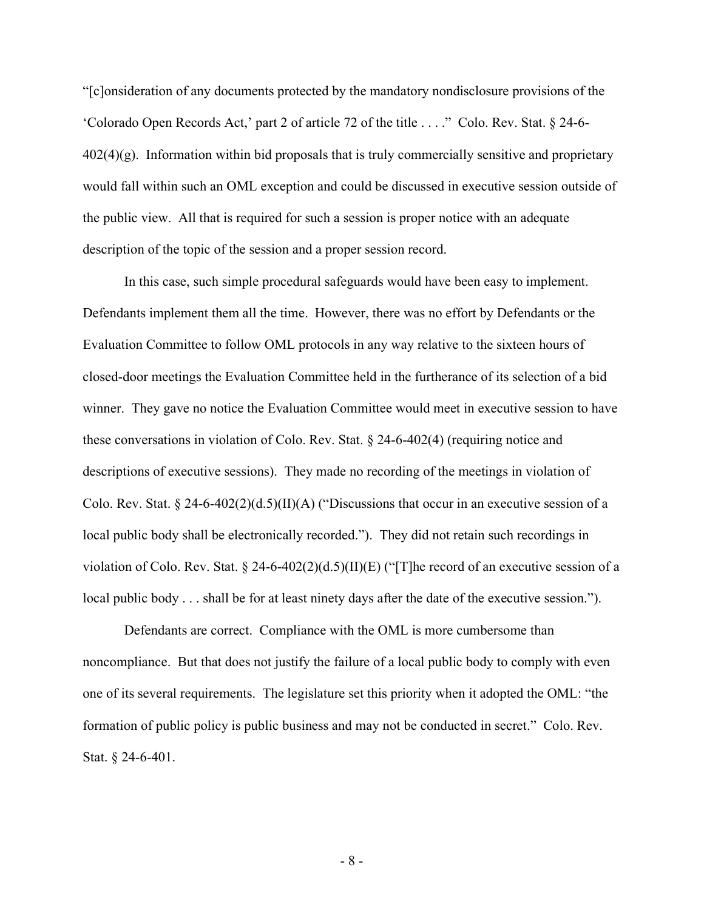"[c]onsideration of any documents protected by the mandatory nondisclosure provisions of the 'Colorado Open Records Act,' part 2 of article 72 of the title . . . ." Colo. Rev. Stat. § 24-6-402(4)(g). Information within bid proposals that is truly commercially sensitive and proprietary would fall within such an OML exception and could be discussed in executive session outside of the public view. All that is required for such a session is proper notice with an adequate description of the topic of the session and a proper session record.

In this case, such simple procedural safeguards would have been easy to implement. Defendants implement them all the time. However, there was no effort by Defendants or the Evaluation Committee to follow OML protocols in any way relative to the sixteen hours of closed-door meetings the Evaluation Committee held in the furtherance of its selection of a bid winner. They gave no notice the Evaluation Committee would meet in executive session to have these conversations in violation of Colo. Rev. Stat. § 24-6-402(4) (requiring notice and descriptions of executive sessions). They made no recording of the meetings in violation of Colo. Rev. Stat. § 24-6-402(2)(d.5)(II)(A) ("Discussions that occur in an executive session of a local public body shall be electronically recorded."). They did not retain such recordings in violation of Colo. Rev. Stat. § 24-6-402(2)(d.5)(II)(E) ("[T]he record of an executive session of a local public body . . . shall be for at least ninety days after the date of the executive session.").

Defendants are correct. Compliance with the OML is more cumbersome than noncompliance. But that does not justify the failure of a local public body to comply with even one of its several requirements. The legislature set this priority when it adopted the OML: "the formation of public policy is public business and may not be conducted in secret." Colo. Rev. Stat. § 24-6-401.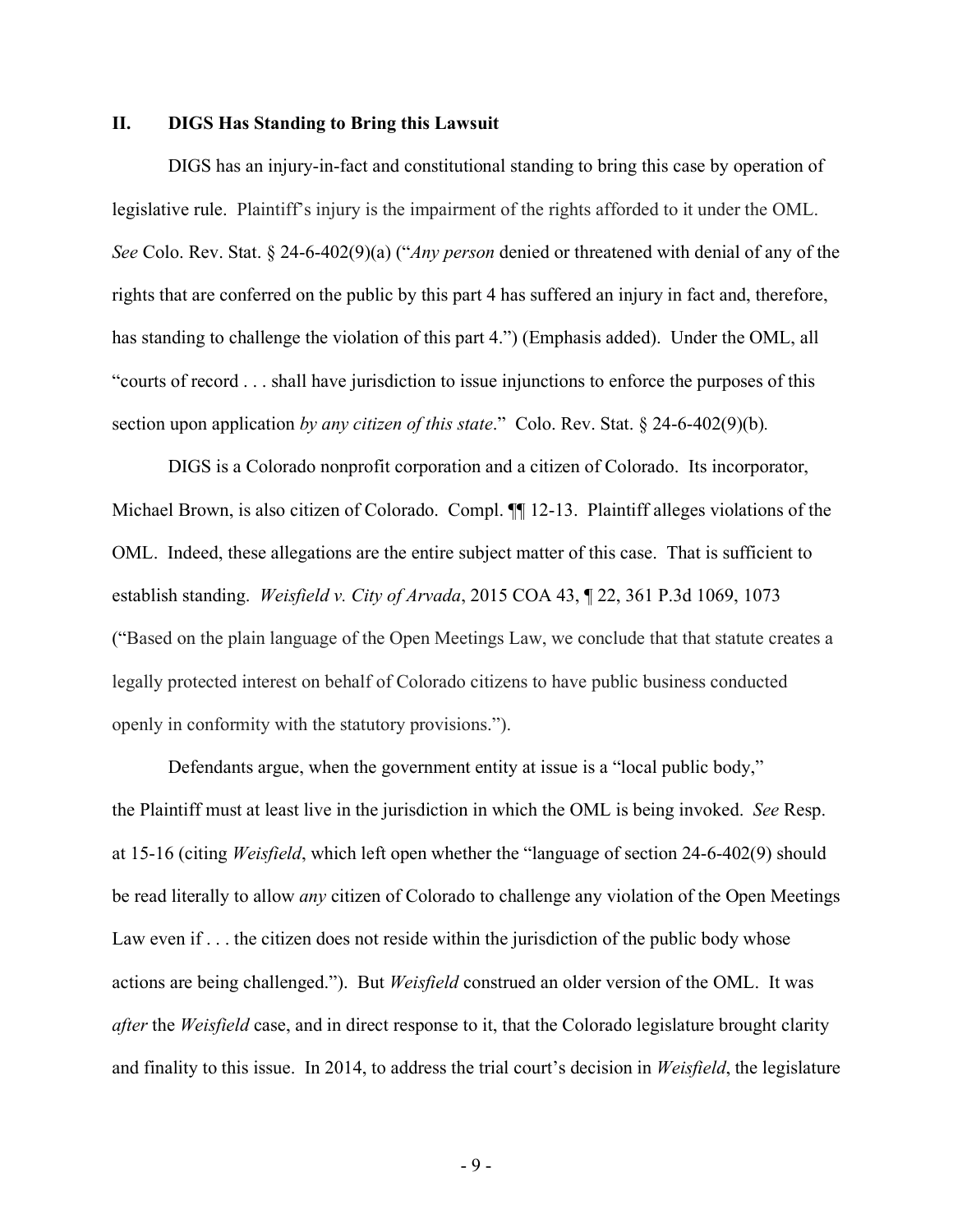## II. DIGS Has Standing to Bring this Lawsuit

DIGS has an injury-in-fact and constitutional standing to bring this case by operation of legislative rule. Plaintiff's injury is the impairment of the rights afforded to it under the OML. *See* Colo. Rev. Stat. § 24-6-402(9)(a) ("*Any person* denied or threatened with denial of any of the rights that are conferred on the public by this part 4 has suffered an injury in fact and, therefore, has standing to challenge the violation of this part 4.") (Emphasis added). Under the OML, all "courts of record . . . shall have jurisdiction to issue injunctions to enforce the purposes of this section upon application *by any citizen of this state*." Colo. Rev. Stat. § 24-6-402(9)(b).

DIGS is a Colorado nonprofit corporation and a citizen of Colorado. Its incorporator, Michael Brown, is also citizen of Colorado. Compl. ¶¶ 12-13. Plaintiff alleges violations of the OML. Indeed, these allegations are the entire subject matter of this case. That is sufficient to establish standing. *Weisfield v. City of Arvada*, 2015 COA 43, ¶ 22, 361 P.3d 1069, 1073 ("Based on the plain language of the Open Meetings Law, we conclude that that statute creates a legally protected interest on behalf of Colorado citizens to have public business conducted openly in conformity with the statutory provisions.").

Defendants argue, when the government entity at issue is a "local public body," the Plaintiff must at least live in the jurisdiction in which the OML is being invoked. *See* Resp. at 15-16 (citing *Weisfield*, which left open whether the "language of section 24-6-402(9) should be read literally to allow *any* citizen of Colorado to challenge any violation of the Open Meetings Law even if . . . the citizen does not reside within the jurisdiction of the public body whose actions are being challenged."). But *Weisfield* construed an older version of the OML. It was *after* the *Weisfield* case, and in direct response to it, that the Colorado legislature brought clarity and finality to this issue. In 2014, to address the trial court's decision in *Weisfield*, the legislature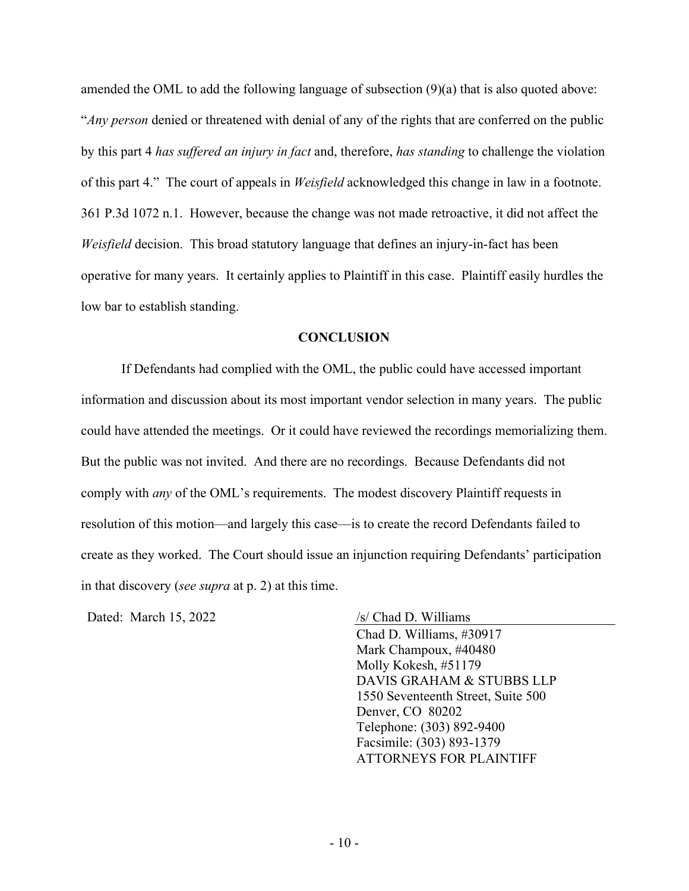amended the OML to add the following language of subsection (9)(a) that is also quoted above: "*Any person* denied or threatened with denial of any of the rights that are conferred on the public by this part 4 *has suffered an injury in fact* and, therefore, *has standing* to challenge the violation of this part 4." The court of appeals in *Weisfield* acknowledged this change in law in a footnote. 361 P.3d 1072 n.1. However, because the change was not made retroactive, it did not affect the *Weisfield* decision. This broad statutory language that defines an injury-in-fact has been operative for many years. It certainly applies to Plaintiff in this case. Plaintiff easily hurdles the low bar to establish standing.

## CONCLUSION

If Defendants had complied with the OML, the public could have accessed important information and discussion about its most important vendor selection in many years. The public could have attended the meetings. Or it could have reviewed the recordings memorializing them. But the public was not invited. And there are no recordings. Because Defendants did not comply with *any* of the OML's requirements. The modest discovery Plaintiff requests in resolution of this motion—and largely this case—is to create the record Defendants failed to create as they worked. The Court should issue an injunction requiring Defendants' participation in that discovery (*see supra* at p. 2) at this time.

Dated: March 15, 2022

/s/ Chad D. Williams
Chad D. Williams, #30917
Mark Champoux, #40480
Molly Kokesh, #51179
DAVIS GRAHAM & STUBBS LLP
1550 Seventeenth Street, Suite 500
Denver, CO 80202
Telephone: (303) 892-9400
Facsimile: (303) 893-1379
ATTORNEYS FOR PLAINTIFF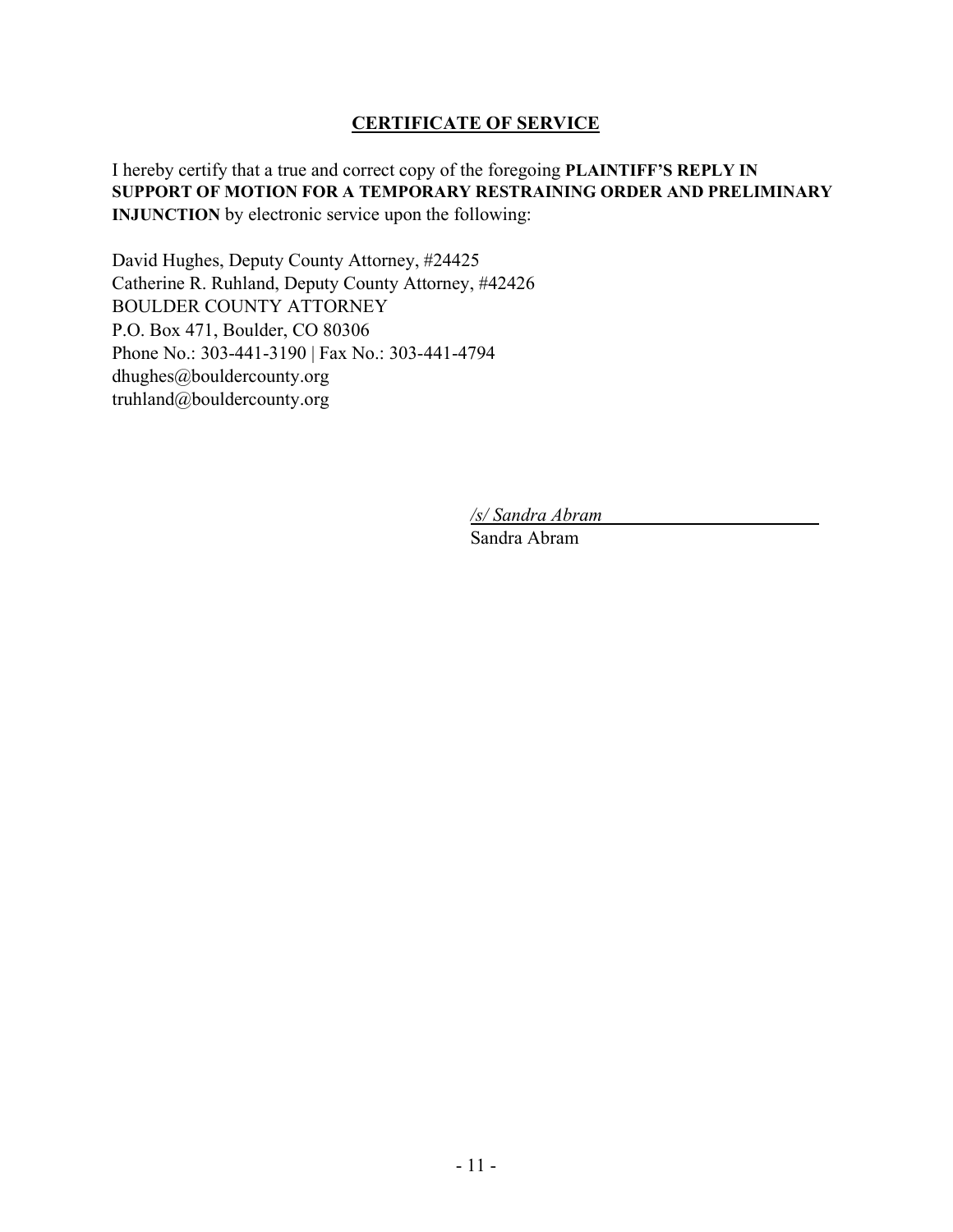## CERTIFICATE OF SERVICE

I hereby certify that a true and correct copy of the foregoing **PLAINTIFF'S REPLY IN SUPPORT OF MOTION FOR A TEMPORARY RESTRAINING ORDER AND PRELIMINARY INJUNCTION** by electronic service upon the following:

David Hughes, Deputy County Attorney, #24425
Catherine R. Ruhland, Deputy County Attorney, #42426
BOULDER COUNTY ATTORNEY
P.O. Box 471, Boulder, CO 80306
Phone No.: 303-441-3190 | Fax No.: 303-441-4794
dhughes@bouldercounty.org
truhland@bouldercounty.org

*/s/ Sandra Abram*
Sandra Abram